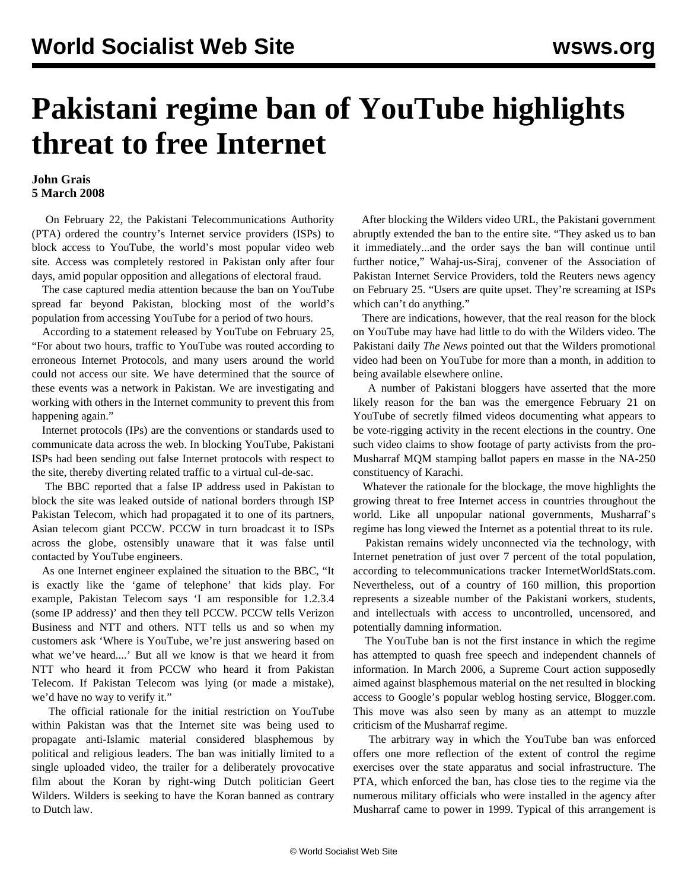# Pakistani regime ban of YouTube highlights threat to free Internet

**John Grais**
**5 March 2008**

On February 22, the Pakistani Telecommunications Authority (PTA) ordered the country's Internet service providers (ISPs) to block access to YouTube, the world's most popular video web site. Access was completely restored in Pakistan only after four days, amid popular opposition and allegations of electoral fraud.

The case captured media attention because the ban on YouTube spread far beyond Pakistan, blocking most of the world's population from accessing YouTube for a period of two hours.

According to a statement released by YouTube on February 25, "For about two hours, traffic to YouTube was routed according to erroneous Internet Protocols, and many users around the world could not access our site. We have determined that the source of these events was a network in Pakistan. We are investigating and working with others in the Internet community to prevent this from happening again."

Internet protocols (IPs) are the conventions or standards used to communicate data across the web. In blocking YouTube, Pakistani ISPs had been sending out false Internet protocols with respect to the site, thereby diverting related traffic to a virtual cul-de-sac.

The BBC reported that a false IP address used in Pakistan to block the site was leaked outside of national borders through ISP Pakistan Telecom, which had propagated it to one of its partners, Asian telecom giant PCCW. PCCW in turn broadcast it to ISPs across the globe, ostensibly unaware that it was false until contacted by YouTube engineers.

As one Internet engineer explained the situation to the BBC, "It is exactly like the 'game of telephone' that kids play. For example, Pakistan Telecom says 'I am responsible for 1.2.3.4 (some IP address)' and then they tell PCCW. PCCW tells Verizon Business and NTT and others. NTT tells us and so when my customers ask 'Where is YouTube, we're just answering based on what we've heard....' But all we know is that we heard it from NTT who heard it from PCCW who heard it from Pakistan Telecom. If Pakistan Telecom was lying (or made a mistake), we'd have no way to verify it."

The official rationale for the initial restriction on YouTube within Pakistan was that the Internet site was being used to propagate anti-Islamic material considered blasphemous by political and religious leaders. The ban was initially limited to a single uploaded video, the trailer for a deliberately provocative film about the Koran by right-wing Dutch politician Geert Wilders. Wilders is seeking to have the Koran banned as contrary to Dutch law.

After blocking the Wilders video URL, the Pakistani government abruptly extended the ban to the entire site. "They asked us to ban it immediately...and the order says the ban will continue until further notice," Wahaj-us-Siraj, convener of the Association of Pakistan Internet Service Providers, told the Reuters news agency on February 25. "Users are quite upset. They're screaming at ISPs which can't do anything."

There are indications, however, that the real reason for the block on YouTube may have had little to do with the Wilders video. The Pakistani daily *The News* pointed out that the Wilders promotional video had been on YouTube for more than a month, in addition to being available elsewhere online.

A number of Pakistani bloggers have asserted that the more likely reason for the ban was the emergence February 21 on YouTube of secretly filmed videos documenting what appears to be vote-rigging activity in the recent elections in the country. One such video claims to show footage of party activists from the pro-Musharraf MQM stamping ballot papers en masse in the NA-250 constituency of Karachi.

Whatever the rationale for the blockage, the move highlights the growing threat to free Internet access in countries throughout the world. Like all unpopular national governments, Musharraf's regime has long viewed the Internet as a potential threat to its rule.

Pakistan remains widely unconnected via the technology, with Internet penetration of just over 7 percent of the total population, according to telecommunications tracker InternetWorldStats.com. Nevertheless, out of a country of 160 million, this proportion represents a sizeable number of the Pakistani workers, students, and intellectuals with access to uncontrolled, uncensored, and potentially damning information.

The YouTube ban is not the first instance in which the regime has attempted to quash free speech and independent channels of information. In March 2006, a Supreme Court action supposedly aimed against blasphemous material on the net resulted in blocking access to Google's popular weblog hosting service, Blogger.com. This move was also seen by many as an attempt to muzzle criticism of the Musharraf regime.

The arbitrary way in which the YouTube ban was enforced offers one more reflection of the extent of control the regime exercises over the state apparatus and social infrastructure. The PTA, which enforced the ban, has close ties to the regime via the numerous military officials who were installed in the agency after Musharraf came to power in 1999. Typical of this arrangement is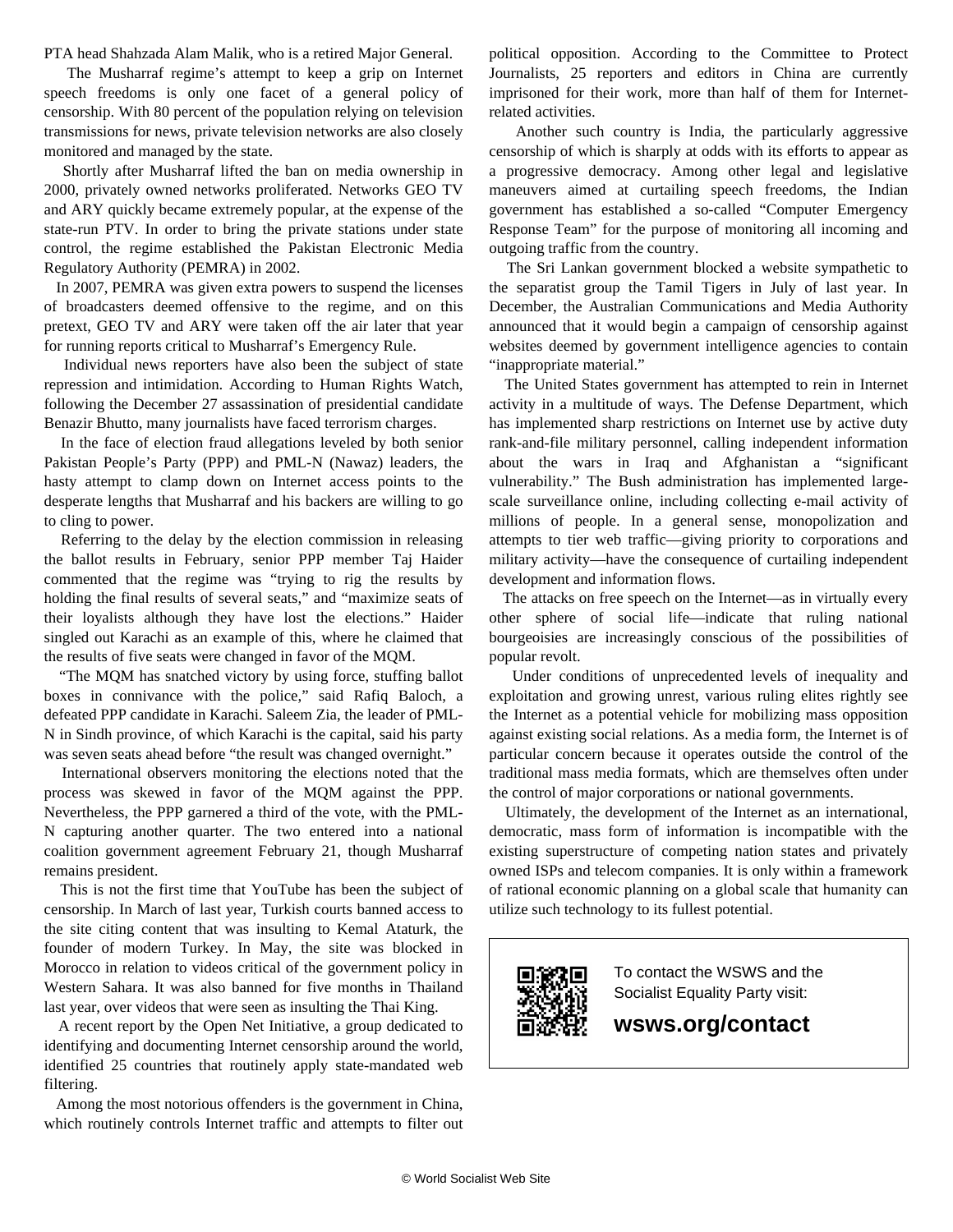PTA head Shahzada Alam Malik, who is a retired Major General.

The Musharraf regime's attempt to keep a grip on Internet speech freedoms is only one facet of a general policy of censorship. With 80 percent of the population relying on television transmissions for news, private television networks are also closely monitored and managed by the state.

Shortly after Musharraf lifted the ban on media ownership in 2000, privately owned networks proliferated. Networks GEO TV and ARY quickly became extremely popular, at the expense of the state-run PTV. In order to bring the private stations under state control, the regime established the Pakistan Electronic Media Regulatory Authority (PEMRA) in 2002.

In 2007, PEMRA was given extra powers to suspend the licenses of broadcasters deemed offensive to the regime, and on this pretext, GEO TV and ARY were taken off the air later that year for running reports critical to Musharraf's Emergency Rule.

Individual news reporters have also been the subject of state repression and intimidation. According to Human Rights Watch, following the December 27 assassination of presidential candidate Benazir Bhutto, many journalists have faced terrorism charges.

In the face of election fraud allegations leveled by both senior Pakistan People's Party (PPP) and PML-N (Nawaz) leaders, the hasty attempt to clamp down on Internet access points to the desperate lengths that Musharraf and his backers are willing to go to cling to power.

Referring to the delay by the election commission in releasing the ballot results in February, senior PPP member Taj Haider commented that the regime was "trying to rig the results by holding the final results of several seats," and "maximize seats of their loyalists although they have lost the elections." Haider singled out Karachi as an example of this, where he claimed that the results of five seats were changed in favor of the MQM.

"The MQM has snatched victory by using force, stuffing ballot boxes in connivance with the police," said Rafiq Baloch, a defeated PPP candidate in Karachi. Saleem Zia, the leader of PML-N in Sindh province, of which Karachi is the capital, said his party was seven seats ahead before "the result was changed overnight."

International observers monitoring the elections noted that the process was skewed in favor of the MQM against the PPP. Nevertheless, the PPP garnered a third of the vote, with the PML-N capturing another quarter. The two entered into a national coalition government agreement February 21, though Musharraf remains president.

This is not the first time that YouTube has been the subject of censorship. In March of last year, Turkish courts banned access to the site citing content that was insulting to Kemal Ataturk, the founder of modern Turkey. In May, the site was blocked in Morocco in relation to videos critical of the government policy in Western Sahara. It was also banned for five months in Thailand last year, over videos that were seen as insulting the Thai King.

A recent report by the Open Net Initiative, a group dedicated to identifying and documenting Internet censorship around the world, identified 25 countries that routinely apply state-mandated web filtering.

Among the most notorious offenders is the government in China, which routinely controls Internet traffic and attempts to filter out political opposition. According to the Committee to Protect Journalists, 25 reporters and editors in China are currently imprisoned for their work, more than half of them for Internet-related activities.

Another such country is India, the particularly aggressive censorship of which is sharply at odds with its efforts to appear as a progressive democracy. Among other legal and legislative maneuvers aimed at curtailing speech freedoms, the Indian government has established a so-called "Computer Emergency Response Team" for the purpose of monitoring all incoming and outgoing traffic from the country.

The Sri Lankan government blocked a website sympathetic to the separatist group the Tamil Tigers in July of last year. In December, the Australian Communications and Media Authority announced that it would begin a campaign of censorship against websites deemed by government intelligence agencies to contain "inappropriate material."

The United States government has attempted to rein in Internet activity in a multitude of ways. The Defense Department, which has implemented sharp restrictions on Internet use by active duty rank-and-file military personnel, calling independent information about the wars in Iraq and Afghanistan a "significant vulnerability." The Bush administration has implemented large-scale surveillance online, including collecting e-mail activity of millions of people. In a general sense, monopolization and attempts to tier web traffic—giving priority to corporations and military activity—have the consequence of curtailing independent development and information flows.

The attacks on free speech on the Internet—as in virtually every other sphere of social life—indicate that ruling national bourgeoisies are increasingly conscious of the possibilities of popular revolt.

Under conditions of unprecedented levels of inequality and exploitation and growing unrest, various ruling elites rightly see the Internet as a potential vehicle for mobilizing mass opposition against existing social relations. As a media form, the Internet is of particular concern because it operates outside the control of the traditional mass media formats, which are themselves often under the control of major corporations or national governments.

Ultimately, the development of the Internet as an international, democratic, mass form of information is incompatible with the existing superstructure of competing nation states and privately owned ISPs and telecom companies. It is only within a framework of rational economic planning on a global scale that humanity can utilize such technology to its fullest potential.

To contact the WSWS and the Socialist Equality Party visit:

**wsws.org/contact**